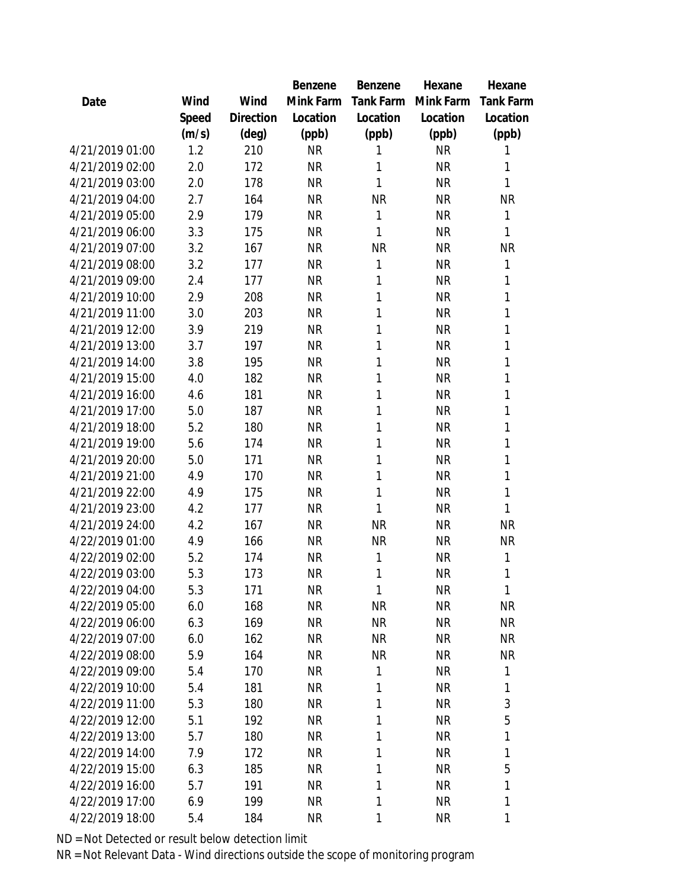| Date | Wind Speed (m/s) | Wind Direction (deg) | Benzene Mink Farm Location (ppb) | Benzene Tank Farm Location (ppb) | Hexane Mink Farm Location (ppb) | Hexane Tank Farm Location (ppb) |
|---|---|---|---|---|---|---|
| 4/21/2019 01:00 | 1.2 | 210 | NR | 1 | NR | 1 |
| 4/21/2019 02:00 | 2.0 | 172 | NR | 1 | NR | 1 |
| 4/21/2019 03:00 | 2.0 | 178 | NR | 1 | NR | 1 |
| 4/21/2019 04:00 | 2.7 | 164 | NR | NR | NR | NR |
| 4/21/2019 05:00 | 2.9 | 179 | NR | 1 | NR | 1 |
| 4/21/2019 06:00 | 3.3 | 175 | NR | 1 | NR | 1 |
| 4/21/2019 07:00 | 3.2 | 167 | NR | NR | NR | NR |
| 4/21/2019 08:00 | 3.2 | 177 | NR | 1 | NR | 1 |
| 4/21/2019 09:00 | 2.4 | 177 | NR | 1 | NR | 1 |
| 4/21/2019 10:00 | 2.9 | 208 | NR | 1 | NR | 1 |
| 4/21/2019 11:00 | 3.0 | 203 | NR | 1 | NR | 1 |
| 4/21/2019 12:00 | 3.9 | 219 | NR | 1 | NR | 1 |
| 4/21/2019 13:00 | 3.7 | 197 | NR | 1 | NR | 1 |
| 4/21/2019 14:00 | 3.8 | 195 | NR | 1 | NR | 1 |
| 4/21/2019 15:00 | 4.0 | 182 | NR | 1 | NR | 1 |
| 4/21/2019 16:00 | 4.6 | 181 | NR | 1 | NR | 1 |
| 4/21/2019 17:00 | 5.0 | 187 | NR | 1 | NR | 1 |
| 4/21/2019 18:00 | 5.2 | 180 | NR | 1 | NR | 1 |
| 4/21/2019 19:00 | 5.6 | 174 | NR | 1 | NR | 1 |
| 4/21/2019 20:00 | 5.0 | 171 | NR | 1 | NR | 1 |
| 4/21/2019 21:00 | 4.9 | 170 | NR | 1 | NR | 1 |
| 4/21/2019 22:00 | 4.9 | 175 | NR | 1 | NR | 1 |
| 4/21/2019 23:00 | 4.2 | 177 | NR | 1 | NR | 1 |
| 4/21/2019 24:00 | 4.2 | 167 | NR | NR | NR | NR |
| 4/22/2019 01:00 | 4.9 | 166 | NR | NR | NR | NR |
| 4/22/2019 02:00 | 5.2 | 174 | NR | 1 | NR | 1 |
| 4/22/2019 03:00 | 5.3 | 173 | NR | 1 | NR | 1 |
| 4/22/2019 04:00 | 5.3 | 171 | NR | 1 | NR | 1 |
| 4/22/2019 05:00 | 6.0 | 168 | NR | NR | NR | NR |
| 4/22/2019 06:00 | 6.3 | 169 | NR | NR | NR | NR |
| 4/22/2019 07:00 | 6.0 | 162 | NR | NR | NR | NR |
| 4/22/2019 08:00 | 5.9 | 164 | NR | NR | NR | NR |
| 4/22/2019 09:00 | 5.4 | 170 | NR | 1 | NR | 1 |
| 4/22/2019 10:00 | 5.4 | 181 | NR | 1 | NR | 1 |
| 4/22/2019 11:00 | 5.3 | 180 | NR | 1 | NR | 3 |
| 4/22/2019 12:00 | 5.1 | 192 | NR | 1 | NR | 5 |
| 4/22/2019 13:00 | 5.7 | 180 | NR | 1 | NR | 1 |
| 4/22/2019 14:00 | 7.9 | 172 | NR | 1 | NR | 1 |
| 4/22/2019 15:00 | 6.3 | 185 | NR | 1 | NR | 5 |
| 4/22/2019 16:00 | 5.7 | 191 | NR | 1 | NR | 1 |
| 4/22/2019 17:00 | 6.9 | 199 | NR | 1 | NR | 1 |
| 4/22/2019 18:00 | 5.4 | 184 | NR | 1 | NR | 1 |

ND = Not Detected or result below detection limit

NR = Not Relevant Data - Wind directions outside the scope of monitoring program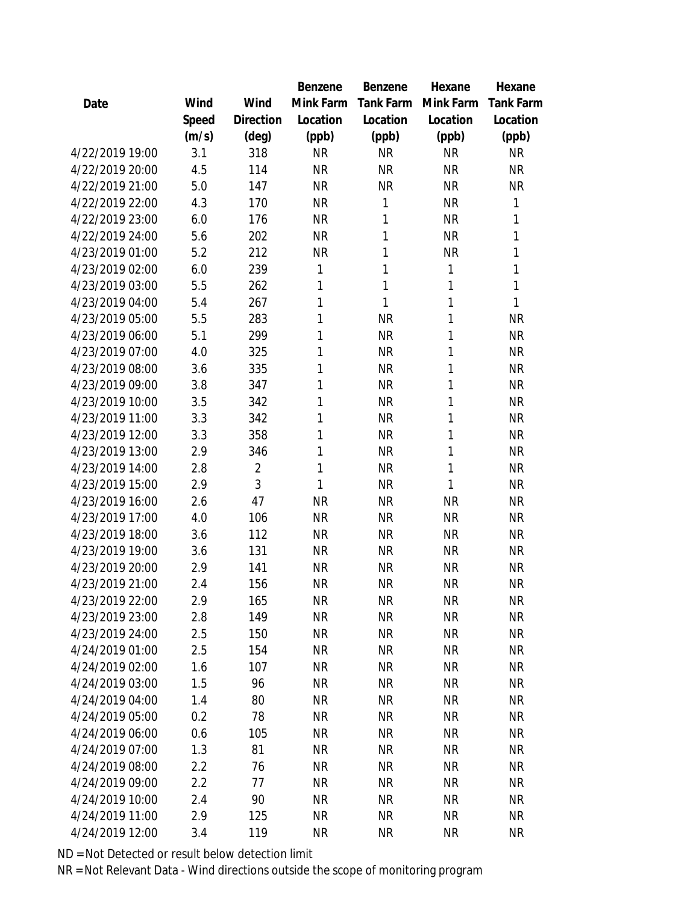| Date | Wind Speed (m/s) | Wind Direction (deg) | Benzene Mink Farm Location (ppb) | Benzene Tank Farm Location (ppb) | Hexane Mink Farm Location (ppb) | Hexane Tank Farm Location (ppb) |
|---|---|---|---|---|---|---|
| 4/22/2019 19:00 | 3.1 | 318 | NR | NR | NR | NR |
| 4/22/2019 20:00 | 4.5 | 114 | NR | NR | NR | NR |
| 4/22/2019 21:00 | 5.0 | 147 | NR | NR | NR | NR |
| 4/22/2019 22:00 | 4.3 | 170 | NR | 1 | NR | 1 |
| 4/22/2019 23:00 | 6.0 | 176 | NR | 1 | NR | 1 |
| 4/22/2019 24:00 | 5.6 | 202 | NR | 1 | NR | 1 |
| 4/23/2019 01:00 | 5.2 | 212 | NR | 1 | NR | 1 |
| 4/23/2019 02:00 | 6.0 | 239 | 1 | 1 | 1 | 1 |
| 4/23/2019 03:00 | 5.5 | 262 | 1 | 1 | 1 | 1 |
| 4/23/2019 04:00 | 5.4 | 267 | 1 | 1 | 1 | 1 |
| 4/23/2019 05:00 | 5.5 | 283 | 1 | NR | 1 | NR |
| 4/23/2019 06:00 | 5.1 | 299 | 1 | NR | 1 | NR |
| 4/23/2019 07:00 | 4.0 | 325 | 1 | NR | 1 | NR |
| 4/23/2019 08:00 | 3.6 | 335 | 1 | NR | 1 | NR |
| 4/23/2019 09:00 | 3.8 | 347 | 1 | NR | 1 | NR |
| 4/23/2019 10:00 | 3.5 | 342 | 1 | NR | 1 | NR |
| 4/23/2019 11:00 | 3.3 | 342 | 1 | NR | 1 | NR |
| 4/23/2019 12:00 | 3.3 | 358 | 1 | NR | 1 | NR |
| 4/23/2019 13:00 | 2.9 | 346 | 1 | NR | 1 | NR |
| 4/23/2019 14:00 | 2.8 | 2 | 1 | NR | 1 | NR |
| 4/23/2019 15:00 | 2.9 | 3 | 1 | NR | 1 | NR |
| 4/23/2019 16:00 | 2.6 | 47 | NR | NR | NR | NR |
| 4/23/2019 17:00 | 4.0 | 106 | NR | NR | NR | NR |
| 4/23/2019 18:00 | 3.6 | 112 | NR | NR | NR | NR |
| 4/23/2019 19:00 | 3.6 | 131 | NR | NR | NR | NR |
| 4/23/2019 20:00 | 2.9 | 141 | NR | NR | NR | NR |
| 4/23/2019 21:00 | 2.4 | 156 | NR | NR | NR | NR |
| 4/23/2019 22:00 | 2.9 | 165 | NR | NR | NR | NR |
| 4/23/2019 23:00 | 2.8 | 149 | NR | NR | NR | NR |
| 4/23/2019 24:00 | 2.5 | 150 | NR | NR | NR | NR |
| 4/24/2019 01:00 | 2.5 | 154 | NR | NR | NR | NR |
| 4/24/2019 02:00 | 1.6 | 107 | NR | NR | NR | NR |
| 4/24/2019 03:00 | 1.5 | 96 | NR | NR | NR | NR |
| 4/24/2019 04:00 | 1.4 | 80 | NR | NR | NR | NR |
| 4/24/2019 05:00 | 0.2 | 78 | NR | NR | NR | NR |
| 4/24/2019 06:00 | 0.6 | 105 | NR | NR | NR | NR |
| 4/24/2019 07:00 | 1.3 | 81 | NR | NR | NR | NR |
| 4/24/2019 08:00 | 2.2 | 76 | NR | NR | NR | NR |
| 4/24/2019 09:00 | 2.2 | 77 | NR | NR | NR | NR |
| 4/24/2019 10:00 | 2.4 | 90 | NR | NR | NR | NR |
| 4/24/2019 11:00 | 2.9 | 125 | NR | NR | NR | NR |
| 4/24/2019 12:00 | 3.4 | 119 | NR | NR | NR | NR |

ND = Not Detected or result below detection limit
NR = Not Relevant Data - Wind directions outside the scope of monitoring program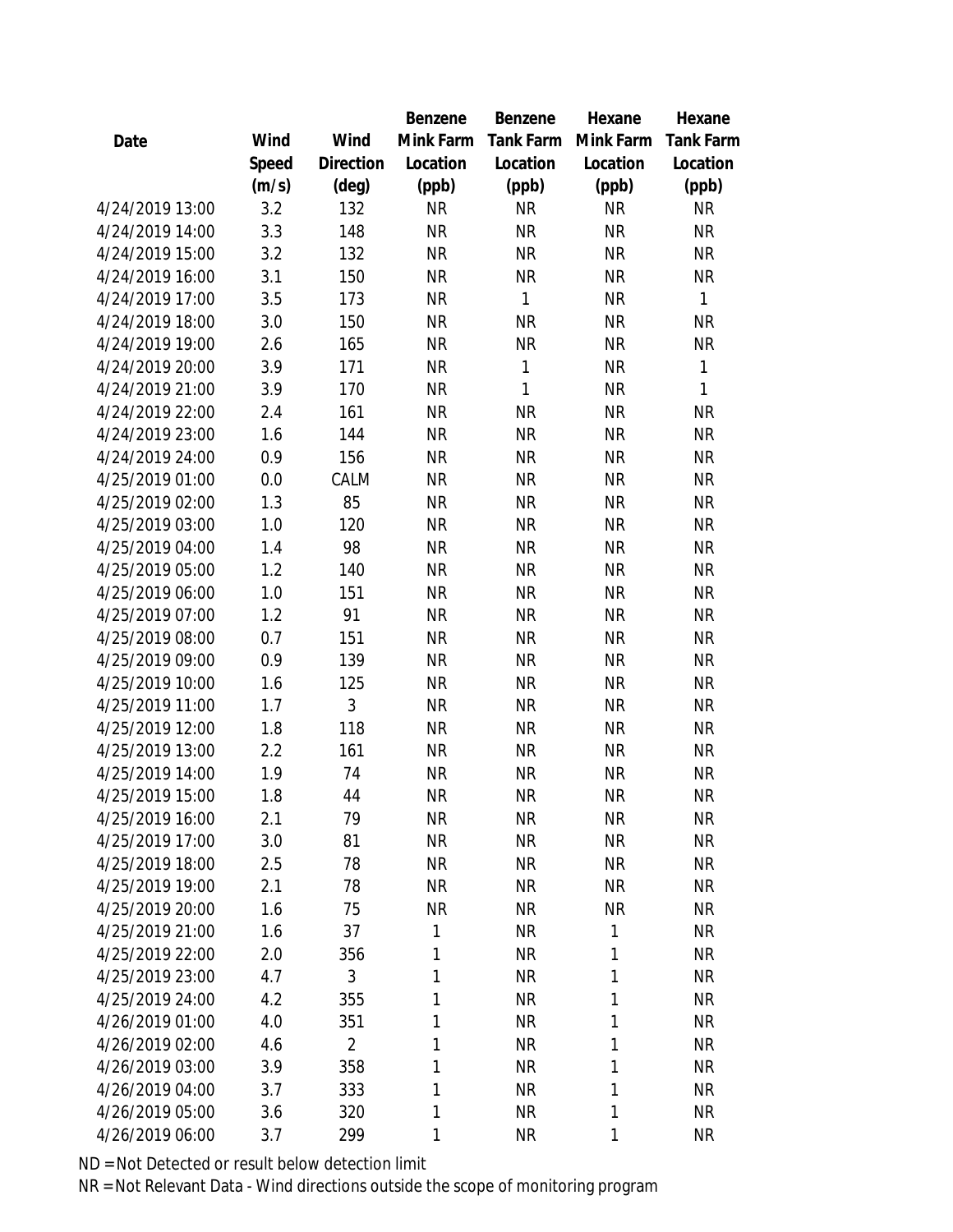| Date | Wind Speed (m/s) | Wind Direction (deg) | Benzene Mink Farm Location (ppb) | Benzene Tank Farm Location (ppb) | Hexane Mink Farm Location (ppb) | Hexane Tank Farm Location (ppb) |
|---|---|---|---|---|---|---|
| 4/24/2019 13:00 | 3.2 | 132 | NR | NR | NR | NR |
| 4/24/2019 14:00 | 3.3 | 148 | NR | NR | NR | NR |
| 4/24/2019 15:00 | 3.2 | 132 | NR | NR | NR | NR |
| 4/24/2019 16:00 | 3.1 | 150 | NR | NR | NR | NR |
| 4/24/2019 17:00 | 3.5 | 173 | NR | 1 | NR | 1 |
| 4/24/2019 18:00 | 3.0 | 150 | NR | NR | NR | NR |
| 4/24/2019 19:00 | 2.6 | 165 | NR | NR | NR | NR |
| 4/24/2019 20:00 | 3.9 | 171 | NR | 1 | NR | 1 |
| 4/24/2019 21:00 | 3.9 | 170 | NR | 1 | NR | 1 |
| 4/24/2019 22:00 | 2.4 | 161 | NR | NR | NR | NR |
| 4/24/2019 23:00 | 1.6 | 144 | NR | NR | NR | NR |
| 4/24/2019 24:00 | 0.9 | 156 | NR | NR | NR | NR |
| 4/25/2019 01:00 | 0.0 | CALM | NR | NR | NR | NR |
| 4/25/2019 02:00 | 1.3 | 85 | NR | NR | NR | NR |
| 4/25/2019 03:00 | 1.0 | 120 | NR | NR | NR | NR |
| 4/25/2019 04:00 | 1.4 | 98 | NR | NR | NR | NR |
| 4/25/2019 05:00 | 1.2 | 140 | NR | NR | NR | NR |
| 4/25/2019 06:00 | 1.0 | 151 | NR | NR | NR | NR |
| 4/25/2019 07:00 | 1.2 | 91 | NR | NR | NR | NR |
| 4/25/2019 08:00 | 0.7 | 151 | NR | NR | NR | NR |
| 4/25/2019 09:00 | 0.9 | 139 | NR | NR | NR | NR |
| 4/25/2019 10:00 | 1.6 | 125 | NR | NR | NR | NR |
| 4/25/2019 11:00 | 1.7 | 3 | NR | NR | NR | NR |
| 4/25/2019 12:00 | 1.8 | 118 | NR | NR | NR | NR |
| 4/25/2019 13:00 | 2.2 | 161 | NR | NR | NR | NR |
| 4/25/2019 14:00 | 1.9 | 74 | NR | NR | NR | NR |
| 4/25/2019 15:00 | 1.8 | 44 | NR | NR | NR | NR |
| 4/25/2019 16:00 | 2.1 | 79 | NR | NR | NR | NR |
| 4/25/2019 17:00 | 3.0 | 81 | NR | NR | NR | NR |
| 4/25/2019 18:00 | 2.5 | 78 | NR | NR | NR | NR |
| 4/25/2019 19:00 | 2.1 | 78 | NR | NR | NR | NR |
| 4/25/2019 20:00 | 1.6 | 75 | NR | NR | NR | NR |
| 4/25/2019 21:00 | 1.6 | 37 | 1 | NR | 1 | NR |
| 4/25/2019 22:00 | 2.0 | 356 | 1 | NR | 1 | NR |
| 4/25/2019 23:00 | 4.7 | 3 | 1 | NR | 1 | NR |
| 4/25/2019 24:00 | 4.2 | 355 | 1 | NR | 1 | NR |
| 4/26/2019 01:00 | 4.0 | 351 | 1 | NR | 1 | NR |
| 4/26/2019 02:00 | 4.6 | 2 | 1 | NR | 1 | NR |
| 4/26/2019 03:00 | 3.9 | 358 | 1 | NR | 1 | NR |
| 4/26/2019 04:00 | 3.7 | 333 | 1 | NR | 1 | NR |
| 4/26/2019 05:00 | 3.6 | 320 | 1 | NR | 1 | NR |
| 4/26/2019 06:00 | 3.7 | 299 | 1 | NR | 1 | NR |

ND = Not Detected or result below detection limit

NR = Not Relevant Data - Wind directions outside the scope of monitoring program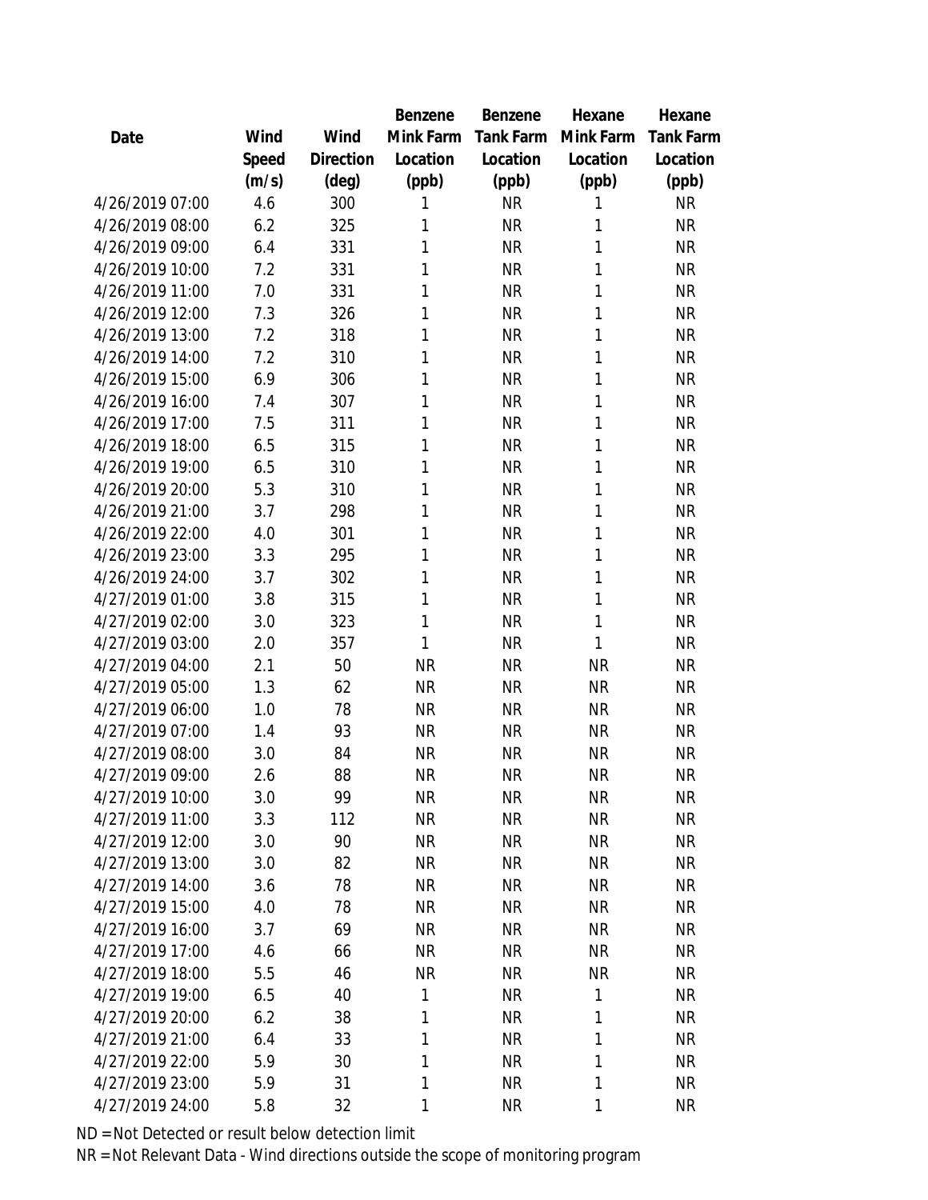| Date | Wind Speed (m/s) | Wind Direction (deg) | Benzene Mink Farm Location (ppb) | Benzene Tank Farm Location (ppb) | Hexane Mink Farm Location (ppb) | Hexane Tank Farm Location (ppb) |
|---|---|---|---|---|---|---|
| 4/26/2019 07:00 | 4.6 | 300 | 1 | NR | 1 | NR |
| 4/26/2019 08:00 | 6.2 | 325 | 1 | NR | 1 | NR |
| 4/26/2019 09:00 | 6.4 | 331 | 1 | NR | 1 | NR |
| 4/26/2019 10:00 | 7.2 | 331 | 1 | NR | 1 | NR |
| 4/26/2019 11:00 | 7.0 | 331 | 1 | NR | 1 | NR |
| 4/26/2019 12:00 | 7.3 | 326 | 1 | NR | 1 | NR |
| 4/26/2019 13:00 | 7.2 | 318 | 1 | NR | 1 | NR |
| 4/26/2019 14:00 | 7.2 | 310 | 1 | NR | 1 | NR |
| 4/26/2019 15:00 | 6.9 | 306 | 1 | NR | 1 | NR |
| 4/26/2019 16:00 | 7.4 | 307 | 1 | NR | 1 | NR |
| 4/26/2019 17:00 | 7.5 | 311 | 1 | NR | 1 | NR |
| 4/26/2019 18:00 | 6.5 | 315 | 1 | NR | 1 | NR |
| 4/26/2019 19:00 | 6.5 | 310 | 1 | NR | 1 | NR |
| 4/26/2019 20:00 | 5.3 | 310 | 1 | NR | 1 | NR |
| 4/26/2019 21:00 | 3.7 | 298 | 1 | NR | 1 | NR |
| 4/26/2019 22:00 | 4.0 | 301 | 1 | NR | 1 | NR |
| 4/26/2019 23:00 | 3.3 | 295 | 1 | NR | 1 | NR |
| 4/26/2019 24:00 | 3.7 | 302 | 1 | NR | 1 | NR |
| 4/27/2019 01:00 | 3.8 | 315 | 1 | NR | 1 | NR |
| 4/27/2019 02:00 | 3.0 | 323 | 1 | NR | 1 | NR |
| 4/27/2019 03:00 | 2.0 | 357 | 1 | NR | 1 | NR |
| 4/27/2019 04:00 | 2.1 | 50 | NR | NR | NR | NR |
| 4/27/2019 05:00 | 1.3 | 62 | NR | NR | NR | NR |
| 4/27/2019 06:00 | 1.0 | 78 | NR | NR | NR | NR |
| 4/27/2019 07:00 | 1.4 | 93 | NR | NR | NR | NR |
| 4/27/2019 08:00 | 3.0 | 84 | NR | NR | NR | NR |
| 4/27/2019 09:00 | 2.6 | 88 | NR | NR | NR | NR |
| 4/27/2019 10:00 | 3.0 | 99 | NR | NR | NR | NR |
| 4/27/2019 11:00 | 3.3 | 112 | NR | NR | NR | NR |
| 4/27/2019 12:00 | 3.0 | 90 | NR | NR | NR | NR |
| 4/27/2019 13:00 | 3.0 | 82 | NR | NR | NR | NR |
| 4/27/2019 14:00 | 3.6 | 78 | NR | NR | NR | NR |
| 4/27/2019 15:00 | 4.0 | 78 | NR | NR | NR | NR |
| 4/27/2019 16:00 | 3.7 | 69 | NR | NR | NR | NR |
| 4/27/2019 17:00 | 4.6 | 66 | NR | NR | NR | NR |
| 4/27/2019 18:00 | 5.5 | 46 | NR | NR | NR | NR |
| 4/27/2019 19:00 | 6.5 | 40 | 1 | NR | 1 | NR |
| 4/27/2019 20:00 | 6.2 | 38 | 1 | NR | 1 | NR |
| 4/27/2019 21:00 | 6.4 | 33 | 1 | NR | 1 | NR |
| 4/27/2019 22:00 | 5.9 | 30 | 1 | NR | 1 | NR |
| 4/27/2019 23:00 | 5.9 | 31 | 1 | NR | 1 | NR |
| 4/27/2019 24:00 | 5.8 | 32 | 1 | NR | 1 | NR |

ND = Not Detected or result below detection limit

NR = Not Relevant Data - Wind directions outside the scope of monitoring program